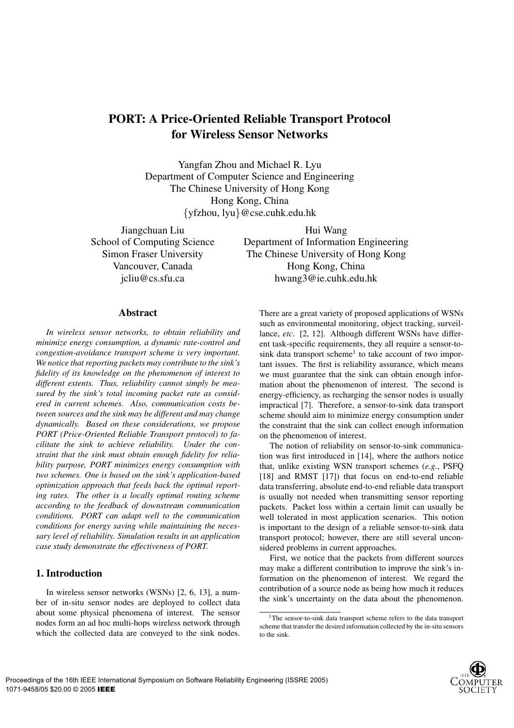# PORT: A Price-Oriented Reliable Transport Protocol for Wireless Sensor Networks

Yangfan Zhou and Michael R. Lyu
Department of Computer Science and Engineering
The Chinese University of Hong Kong
Hong Kong, China
{yfzhou, lyu}@cse.cuhk.edu.hk

Jiangchuan Liu
School of Computing Science
Simon Fraser University
Vancouver, Canada
jcliu@cs.sfu.ca

Hui Wang
Department of Information Engineering
The Chinese University of Hong Kong
Hong Kong, China
hwang3@ie.cuhk.edu.hk

## Abstract

*In wireless sensor networks, to obtain reliability and minimize energy consumption, a dynamic rate-control and congestion-avoidance transport scheme is very important. We notice that reporting packets may contribute to the sink's fidelity of its knowledge on the phenomenon of interest to different extents. Thus, reliability cannot simply be measured by the sink's total incoming packet rate as considered in current schemes. Also, communication costs between sources and the sink may be different and may change dynamically. Based on these considerations, we propose PORT (Price-Oriented Reliable Transport protocol) to facilitate the sink to achieve reliability. Under the constraint that the sink must obtain enough fidelity for reliability purpose, PORT minimizes energy consumption with two schemes. One is based on the sink's application-based optimization approach that feeds back the optimal reporting rates. The other is a locally optimal routing scheme according to the feedback of downstream communication conditions. PORT can adapt well to the communication conditions for energy saving while maintaining the necessary level of reliability. Simulation results in an application case study demonstrate the effectiveness of PORT.*

## 1. Introduction

In wireless sensor networks (WSNs) [2, 6, 13], a number of in-situ sensor nodes are deployed to collect data about some physical phenomena of interest. The sensor nodes form an ad hoc multi-hops wireless network through which the collected data are conveyed to the sink nodes. There are a great variety of proposed applications of WSNs such as environmental monitoring, object tracking, surveillance, *etc*. [2, 12]. Although different WSNs have different task-specific requirements, they all require a sensor-to-sink data transport scheme[1] to take account of two important issues. The first is reliability assurance, which means we must guarantee that the sink can obtain enough information about the phenomenon of interest. The second is energy-efficiency, as recharging the sensor nodes is usually impractical [7]. Therefore, a sensor-to-sink data transport scheme should aim to minimize energy consumption under the constraint that the sink can collect enough information on the phenomenon of interest.

The notion of reliability on sensor-to-sink communication was first introduced in [14], where the authors notice that, unlike existing WSN transport schemes (*e.g.*, PSFQ [18] and RMST [17]) that focus on end-to-end reliable data transferring, absolute end-to-end reliable data transport is usually not needed when transmitting sensor reporting packets. Packet loss within a certain limit can usually be well tolerated in most application scenarios. This notion is important to the design of a reliable sensor-to-sink data transport protocol; however, there are still several unconsidered problems in current approaches.

First, we notice that the packets from different sources may make a different contribution to improve the sink's information on the phenomenon of interest. We regard the contribution of a source node as being how much it reduces the sink's uncertainty on the data about the phenomenon.

[1] The sensor-to-sink data transport scheme refers to the data transport scheme that transfer the desired information collected by the in-situ sensors to the sink.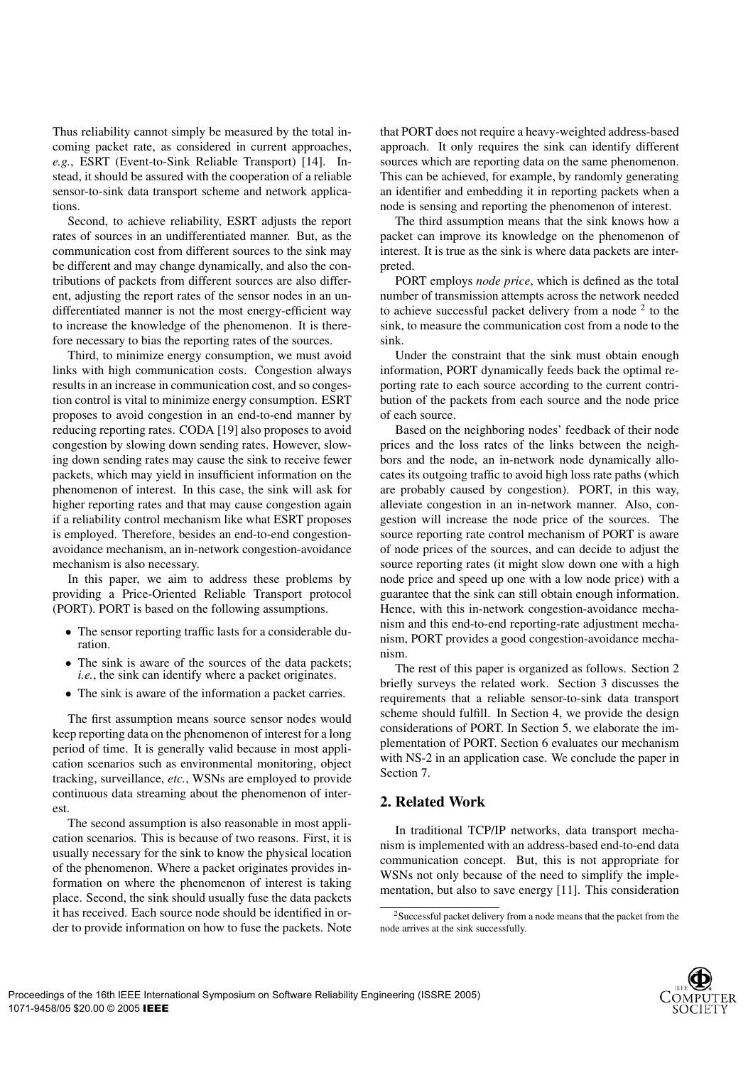Thus reliability cannot simply be measured by the total incoming packet rate, as considered in current approaches, *e.g.*, ESRT (Event-to-Sink Reliable Transport) [14]. Instead, it should be assured with the cooperation of a reliable sensor-to-sink data transport scheme and network applications.

Second, to achieve reliability, ESRT adjusts the report rates of sources in an undifferentiated manner. But, as the communication cost from different sources to the sink may be different and may change dynamically, and also the contributions of packets from different sources are also different, adjusting the report rates of the sensor nodes in an undifferentiated manner is not the most energy-efficient way to increase the knowledge of the phenomenon. It is therefore necessary to bias the reporting rates of the sources.

Third, to minimize energy consumption, we must avoid links with high communication costs. Congestion always results in an increase in communication cost, and so congestion control is vital to minimize energy consumption. ESRT proposes to avoid congestion in an end-to-end manner by reducing reporting rates. CODA [19] also proposes to avoid congestion by slowing down sending rates. However, slowing down sending rates may cause the sink to receive fewer packets, which may yield in insufficient information on the phenomenon of interest. In this case, the sink will ask for higher reporting rates and that may cause congestion again if a reliability control mechanism like what ESRT proposes is employed. Therefore, besides an end-to-end congestion-avoidance mechanism, an in-network congestion-avoidance mechanism is also necessary.

In this paper, we aim to address these problems by providing a Price-Oriented Reliable Transport protocol (PORT). PORT is based on the following assumptions.

- The sensor reporting traffic lasts for a considerable duration.
- The sink is aware of the sources of the data packets; *i.e.*, the sink can identify where a packet originates.
- The sink is aware of the information a packet carries.

The first assumption means source sensor nodes would keep reporting data on the phenomenon of interest for a long period of time. It is generally valid because in most application scenarios such as environmental monitoring, object tracking, surveillance, *etc.*, WSNs are employed to provide continuous data streaming about the phenomenon of interest.

The second assumption is also reasonable in most application scenarios. This is because of two reasons. First, it is usually necessary for the sink to know the physical location of the phenomenon. Where a packet originates provides information on where the phenomenon of interest is taking place. Second, the sink should usually fuse the data packets it has received. Each source node should be identified in order to provide information on how to fuse the packets. Note that PORT does not require a heavy-weighted address-based approach. It only requires the sink can identify different sources which are reporting data on the same phenomenon. This can be achieved, for example, by randomly generating an identifier and embedding it in reporting packets when a node is sensing and reporting the phenomenon of interest.

The third assumption means that the sink knows how a packet can improve its knowledge on the phenomenon of interest. It is true as the sink is where data packets are interpreted.

PORT employs *node price*, which is defined as the total number of transmission attempts across the network needed to achieve successful packet delivery from a node [2] to the sink, to measure the communication cost from a node to the sink.

Under the constraint that the sink must obtain enough information, PORT dynamically feeds back the optimal reporting rate to each source according to the current contribution of the packets from each source and the node price of each source.

Based on the neighboring nodes' feedback of their node prices and the loss rates of the links between the neighbors and the node, an in-network node dynamically allocates its outgoing traffic to avoid high loss rate paths (which are probably caused by congestion). PORT, in this way, alleviate congestion in an in-network manner. Also, congestion will increase the node price of the sources. The source reporting rate control mechanism of PORT is aware of node prices of the sources, and can decide to adjust the source reporting rates (it might slow down one with a high node price and speed up one with a low node price) with a guarantee that the sink can still obtain enough information. Hence, with this in-network congestion-avoidance mechanism and this end-to-end reporting-rate adjustment mechanism, PORT provides a good congestion-avoidance mechanism.

The rest of this paper is organized as follows. Section 2 briefly surveys the related work. Section 3 discusses the requirements that a reliable sensor-to-sink data transport scheme should fulfill. In Section 4, we provide the design considerations of PORT. In Section 5, we elaborate the implementation of PORT. Section 6 evaluates our mechanism with NS-2 in an application case. We conclude the paper in Section 7.

## 2. Related Work

In traditional TCP/IP networks, data transport mechanism is implemented with an address-based end-to-end data communication concept. But, this is not appropriate for WSNs not only because of the need to simplify the implementation, but also to save energy [11]. This consideration

[2] Successful packet delivery from a node means that the packet from the node arrives at the sink successfully.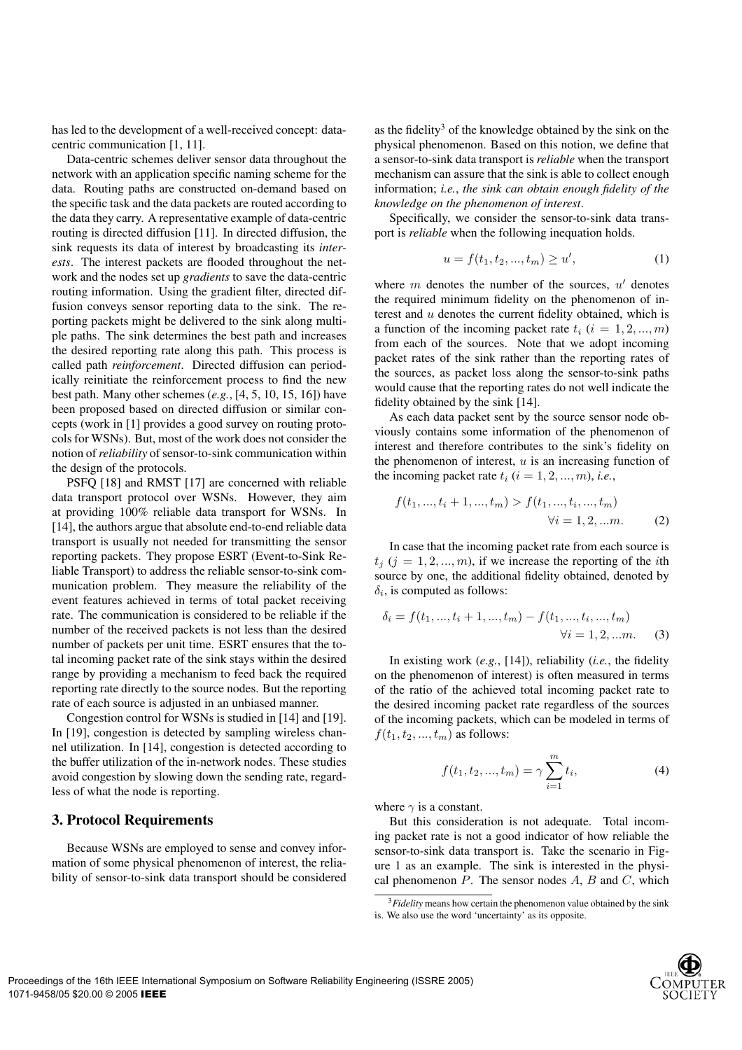has led to the development of a well-received concept: data-centric communication [1, 11].

Data-centric schemes deliver sensor data throughout the network with an application specific naming scheme for the data. Routing paths are constructed on-demand based on the specific task and the data packets are routed according to the data they carry. A representative example of data-centric routing is directed diffusion [11]. In directed diffusion, the sink requests its data of interest by broadcasting its *interests*. The interest packets are flooded throughout the network and the nodes set up *gradients* to save the data-centric routing information. Using the gradient filter, directed diffusion conveys sensor reporting data to the sink. The reporting packets might be delivered to the sink along multiple paths. The sink determines the best path and increases the desired reporting rate along this path. This process is called path *reinforcement*. Directed diffusion can periodically reinitiate the reinforcement process to find the new best path. Many other schemes (*e.g.*, [4, 5, 10, 15, 16]) have been proposed based on directed diffusion or similar concepts (work in [1] provides a good survey on routing protocols for WSNs). But, most of the work does not consider the notion of *reliability* of sensor-to-sink communication within the design of the protocols.

PSFQ [18] and RMST [17] are concerned with reliable data transport protocol over WSNs. However, they aim at providing 100% reliable data transport for WSNs. In [14], the authors argue that absolute end-to-end reliable data transport is usually not needed for transmitting the sensor reporting packets. They propose ESRT (Event-to-Sink Reliable Transport) to address the reliable sensor-to-sink communication problem. They measure the reliability of the event features achieved in terms of total packet receiving rate. The communication is considered to be reliable if the number of the received packets is not less than the desired number of packets per unit time. ESRT ensures that the total incoming packet rate of the sink stays within the desired range by providing a mechanism to feed back the required reporting rate directly to the source nodes. But the reporting rate of each source is adjusted in an unbiased manner.

Congestion control for WSNs is studied in [14] and [19]. In [19], congestion is detected by sampling wireless channel utilization. In [14], congestion is detected according to the buffer utilization of the in-network nodes. These studies avoid congestion by slowing down the sending rate, regardless of what the node is reporting.

## 3. Protocol Requirements

Because WSNs are employed to sense and convey information of some physical phenomenon of interest, the reliability of sensor-to-sink data transport should be considered as the fidelity[3] of the knowledge obtained by the sink on the physical phenomenon. Based on this notion, we define that a sensor-to-sink data transport is *reliable* when the transport mechanism can assure that the sink is able to collect enough information; *i.e.*, *the sink can obtain enough fidelity of the knowledge on the phenomenon of interest*.

Specifically, we consider the sensor-to-sink data transport is *reliable* when the following inequation holds.

$$u = f(t_1, t_2, ..., t_m) \geq u', \tag{1}$$

where $m$ denotes the number of the sources, $u'$ denotes the required minimum fidelity on the phenomenon of interest and $u$ denotes the current fidelity obtained, which is a function of the incoming packet rate $t_i$ ($i = 1, 2, ..., m$) from each of the sources. Note that we adopt incoming packet rates of the sink rather than the reporting rates of the sources, as packet loss along the sensor-to-sink paths would cause that the reporting rates do not well indicate the fidelity obtained by the sink [14].

As each data packet sent by the source sensor node obviously contains some information of the phenomenon of interest and therefore contributes to the sink's fidelity on the phenomenon of interest, $u$ is an increasing function of the incoming packet rate $t_i$ ($i = 1, 2, ..., m$), *i.e.*,

$$f(t_1, ..., t_i + 1, ..., t_m) > f(t_1, ..., t_i, ..., t_m) \quad \forall i = 1, 2, ...m. \tag{2}$$

In case that the incoming packet rate from each source is $t_j$ ($j = 1, 2, ..., m$), if we increase the reporting of the $i$th source by one, the additional fidelity obtained, denoted by $\delta_i$, is computed as follows:

$$\delta_i = f(t_1, ..., t_i + 1, ..., t_m) - f(t_1, ..., t_i, ..., t_m) \quad \forall i = 1, 2, ...m. \tag{3}$$

In existing work (*e.g.*, [14]), reliability (*i.e.*, the fidelity on the phenomenon of interest) is often measured in terms of the ratio of the achieved total incoming packet rate to the desired incoming packet rate regardless of the sources of the incoming packets, which can be modeled in terms of $f(t_1, t_2, ..., t_m)$ as follows:

$$f(t_1, t_2, ..., t_m) = \gamma \sum_{i=1}^{m} t_i, \tag{4}$$

where $\gamma$ is a constant.

But this consideration is not adequate. Total incoming packet rate is not a good indicator of how reliable the sensor-to-sink data transport is. Take the scenario in Figure 1 as an example. The sink is interested in the physical phenomenon $P$. The sensor nodes $A$, $B$ and $C$, which

[3] *Fidelity* means how certain the phenomenon value obtained by the sink is. We also use the word 'uncertainty' as its opposite.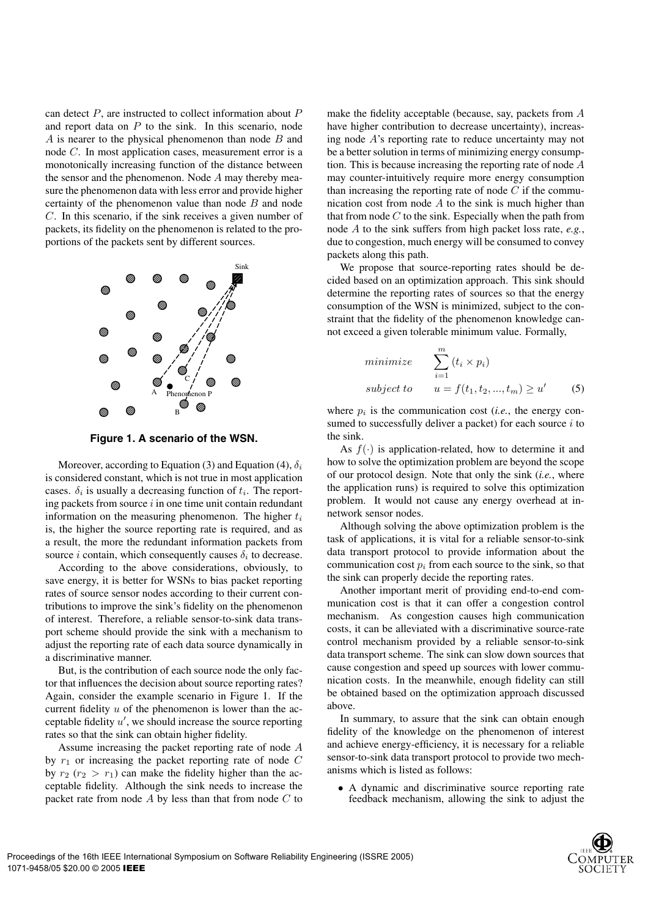can detect $P$, are instructed to collect information about $P$ and report data on $P$ to the sink. In this scenario, node $A$ is nearer to the physical phenomenon than node $B$ and node $C$. In most application cases, measurement error is a monotonically increasing function of the distance between the sensor and the phenomenon. Node $A$ may thereby measure the phenomenon data with less error and provide higher certainty of the phenomenon value than node $B$ and node $C$. In this scenario, if the sink receives a given number of packets, its fidelity on the phenomenon is related to the proportions of the packets sent by different sources.

**Figure 1. A scenario of the WSN.**

Moreover, according to Equation (3) and Equation (4), $\delta_i$ is considered constant, which is not true in most application cases. $\delta_i$ is usually a decreasing function of $t_i$. The reporting packets from source $i$ in one time unit contain redundant information on the measuring phenomenon. The higher $t_i$ is, the higher the source reporting rate is required, and as a result, the more the redundant information packets from source $i$ contain, which consequently causes $\delta_i$ to decrease.

According to the above considerations, obviously, to save energy, it is better for WSNs to bias packet reporting rates of source sensor nodes according to their current contributions to improve the sink's fidelity on the phenomenon of interest. Therefore, a reliable sensor-to-sink data transport scheme should provide the sink with a mechanism to adjust the reporting rate of each data source dynamically in a discriminative manner.

But, is the contribution of each source node the only factor that influences the decision about source reporting rates? Again, consider the example scenario in Figure 1. If the current fidelity $u$ of the phenomenon is lower than the acceptable fidelity $u'$, we should increase the source reporting rates so that the sink can obtain higher fidelity.

Assume increasing the packet reporting rate of node $A$ by $r_1$ or increasing the packet reporting rate of node $C$ by $r_2$ ($r_2 > r_1$) can make the fidelity higher than the acceptable fidelity. Although the sink needs to increase the packet rate from node $A$ by less than that from node $C$ to make the fidelity acceptable (because, say, packets from $A$ have higher contribution to decrease uncertainty), increasing node $A$'s reporting rate to reduce uncertainty may not be a better solution in terms of minimizing energy consumption. This is because increasing the reporting rate of node $A$ may counter-intuitively require more energy consumption than increasing the reporting rate of node $C$ if the communication cost from node $A$ to the sink is much higher than that from node $C$ to the sink. Especially when the path from node $A$ to the sink suffers from high packet loss rate, *e.g.*, due to congestion, much energy will be consumed to convey packets along this path.

We propose that source-reporting rates should be decided based on an optimization approach. This sink should determine the reporting rates of sources so that the energy consumption of the WSN is minimized, subject to the constraint that the fidelity of the phenomenon knowledge cannot exceed a given tolerable minimum value. Formally,

$$\begin{aligned} & minimize && \sum_{i=1}^{m} (t_i \times p_i) \\ & subject\ to && u = f(t_1, t_2, ..., t_m) \geq u' \end{aligned} \tag{5}$$

where $p_i$ is the communication cost (*i.e.*, the energy consumed to successfully deliver a packet) for each source $i$ to the sink.

As $f(\cdot)$ is application-related, how to determine it and how to solve the optimization problem are beyond the scope of our protocol design. Note that only the sink (*i.e.*, where the application runs) is required to solve this optimization problem. It would not cause any energy overhead at in-network sensor nodes.

Although solving the above optimization problem is the task of applications, it is vital for a reliable sensor-to-sink data transport protocol to provide information about the communication cost $p_i$ from each source to the sink, so that the sink can properly decide the reporting rates.

Another important merit of providing end-to-end communication cost is that it can offer a congestion control mechanism. As congestion causes high communication costs, it can be alleviated with a discriminative source-rate control mechanism provided by a reliable sensor-to-sink data transport scheme. The sink can slow down sources that cause congestion and speed up sources with lower communication costs. In the meanwhile, enough fidelity can still be obtained based on the optimization approach discussed above.

In summary, to assure that the sink can obtain enough fidelity of the knowledge on the phenomenon of interest and achieve energy-efficiency, it is necessary for a reliable sensor-to-sink data transport protocol to provide two mechanisms which is listed as follows:

- A dynamic and discriminative source reporting rate feedback mechanism, allowing the sink to adjust the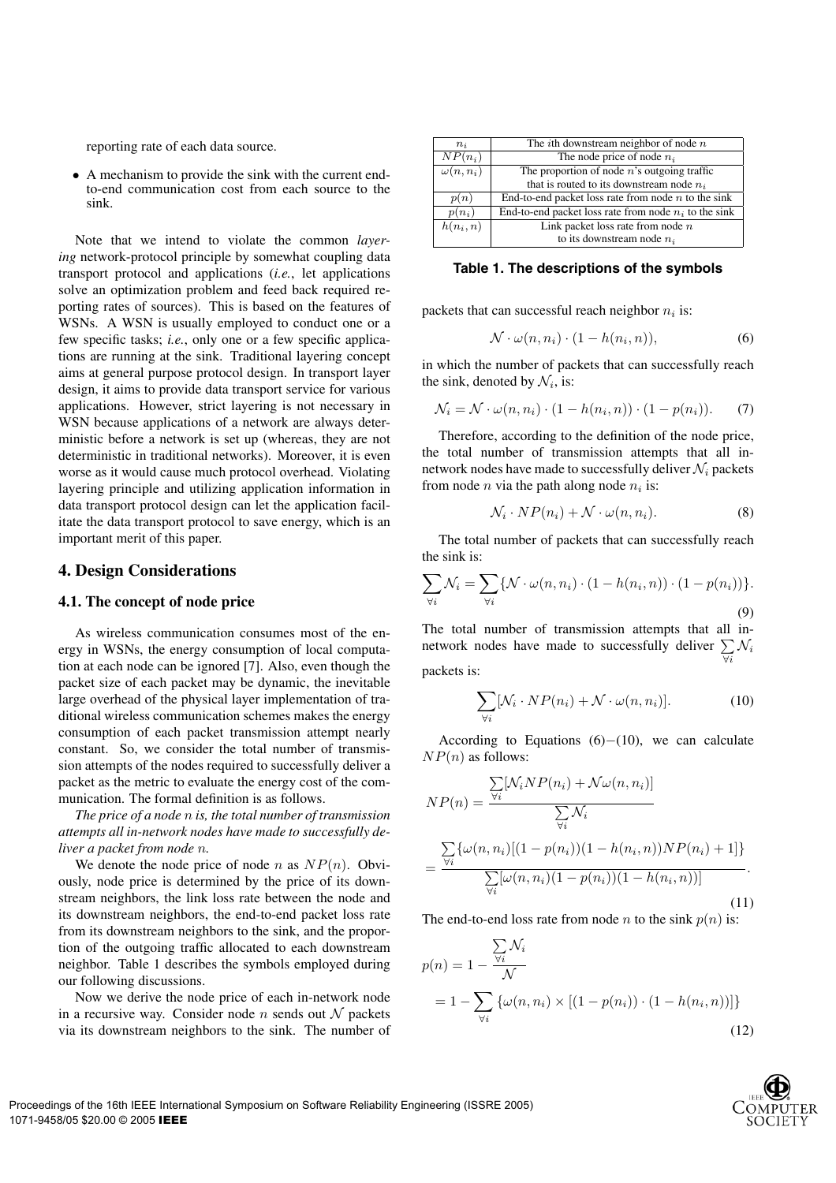reporting rate of each data source.

- A mechanism to provide the sink with the current end-to-end communication cost from each source to the sink.

Note that we intend to violate the common *layering* network-protocol principle by somewhat coupling data transport protocol and applications (*i.e.*, let applications solve an optimization problem and feed back required reporting rates of sources). This is based on the features of WSNs. A WSN is usually employed to conduct one or a few specific tasks; *i.e.*, only one or a few specific applications are running at the sink. Traditional layering concept aims at general purpose protocol design. In transport layer design, it aims to provide data transport service for various applications. However, strict layering is not necessary in WSN because applications of a network are always deterministic before a network is set up (whereas, they are not deterministic in traditional networks). Moreover, it is even worse as it would cause much protocol overhead. Violating layering principle and utilizing application information in data transport protocol design can let the application facilitate the data transport protocol to save energy, which is an important merit of this paper.

## 4. Design Considerations

### 4.1. The concept of node price

As wireless communication consumes most of the energy in WSNs, the energy consumption of local computation at each node can be ignored [7]. Also, even though the packet size of each packet may be dynamic, the inevitable large overhead of the physical layer implementation of traditional wireless communication schemes makes the energy consumption of each packet transmission attempt nearly constant. So, we consider the total number of transmission attempts of the nodes required to successfully deliver a packet as the metric to evaluate the energy cost of the communication. The formal definition is as follows.

*The price of a node $n$ is, the total number of transmission attempts all in-network nodes have made to successfully deliver a packet from node $n$.*

We denote the node price of node $n$ as $NP(n)$. Obviously, node price is determined by the price of its downstream neighbors, the link loss rate between the node and its downstream neighbors, the end-to-end packet loss rate from its downstream neighbors to the sink, and the proportion of the outgoing traffic allocated to each downstream neighbor. Table 1 describes the symbols employed during our following discussions.

| Symbol | Description |
|---|---|
| $n_i$ | The $i$th downstream neighbor of node $n$ |
| $NP(n_i)$ | The node price of node $n_i$ |
| $\omega(n, n_i)$ | The proportion of node $n$'s outgoing traffic that is routed to its downstream node $n_i$ |
| $p(n)$ | End-to-end packet loss rate from node $n$ to the sink |
| $p(n_i)$ | End-to-end packet loss rate from node $n_i$ to the sink |
| $h(n_i, n)$ | Link packet loss rate from node $n$ to its downstream node $n_i$ |

**Table 1. The descriptions of the symbols**

Now we derive the node price of each in-network node in a recursive way. Consider node $n$ sends out $\mathcal{N}$ packets via its downstream neighbors to the sink. The number of packets that can successful reach neighbor $n_i$ is:

$$\mathcal{N} \cdot \omega(n, n_i) \cdot (1 - h(n_i, n)), \tag{6}$$

in which the number of packets that can successfully reach the sink, denoted by $\mathcal{N}_i$, is:

$$\mathcal{N}_i = \mathcal{N} \cdot \omega(n, n_i) \cdot (1 - h(n_i, n)) \cdot (1 - p(n_i)). \tag{7}$$

Therefore, according to the definition of the node price, the total number of transmission attempts that all in-network nodes have made to successfully deliver $\mathcal{N}_i$ packets from node $n$ via the path along node $n_i$ is:

$$\mathcal{N}_i \cdot NP(n_i) + \mathcal{N} \cdot \omega(n, n_i). \tag{8}$$

The total number of packets that can successfully reach the sink is:

$$\sum_{\forall i} \mathcal{N}_i = \sum_{\forall i} \{\mathcal{N} \cdot \omega(n, n_i) \cdot (1 - h(n_i, n)) \cdot (1 - p(n_i))\}. \tag{9}$$

The total number of transmission attempts that all in-network nodes have made to successfully deliver $\sum_{\forall i} \mathcal{N}_i$ packets is:

$$\sum_{\forall i} [\mathcal{N}_i \cdot NP(n_i) + \mathcal{N} \cdot \omega(n, n_i)]. \tag{10}$$

According to Equations (6)−(10), we can calculate $NP(n)$ as follows:

$$\begin{aligned} NP(n) &= \frac{\sum_{\forall i} [\mathcal{N}_i NP(n_i) + \mathcal{N} \omega(n, n_i)]}{\sum_{\forall i} \mathcal{N}_i} \\ &= \frac{\sum_{\forall i} \{\omega(n, n_i)[(1 - p(n_i))(1 - h(n_i, n)) NP(n_i) + 1]\}}{\sum_{\forall i} [\omega(n, n_i)(1 - p(n_i))(1 - h(n_i, n))]}. \end{aligned} \tag{11}$$

The end-to-end loss rate from node $n$ to the sink $p(n)$ is:

$$\begin{aligned} p(n) &= 1 - \frac{\sum_{\forall i} \mathcal{N}_i}{\mathcal{N}} \\ &= 1 - \sum_{\forall i} \{\omega(n, n_i) \times [(1 - p(n_i)) \cdot (1 - h(n_i, n))]\} \end{aligned} \tag{12}$$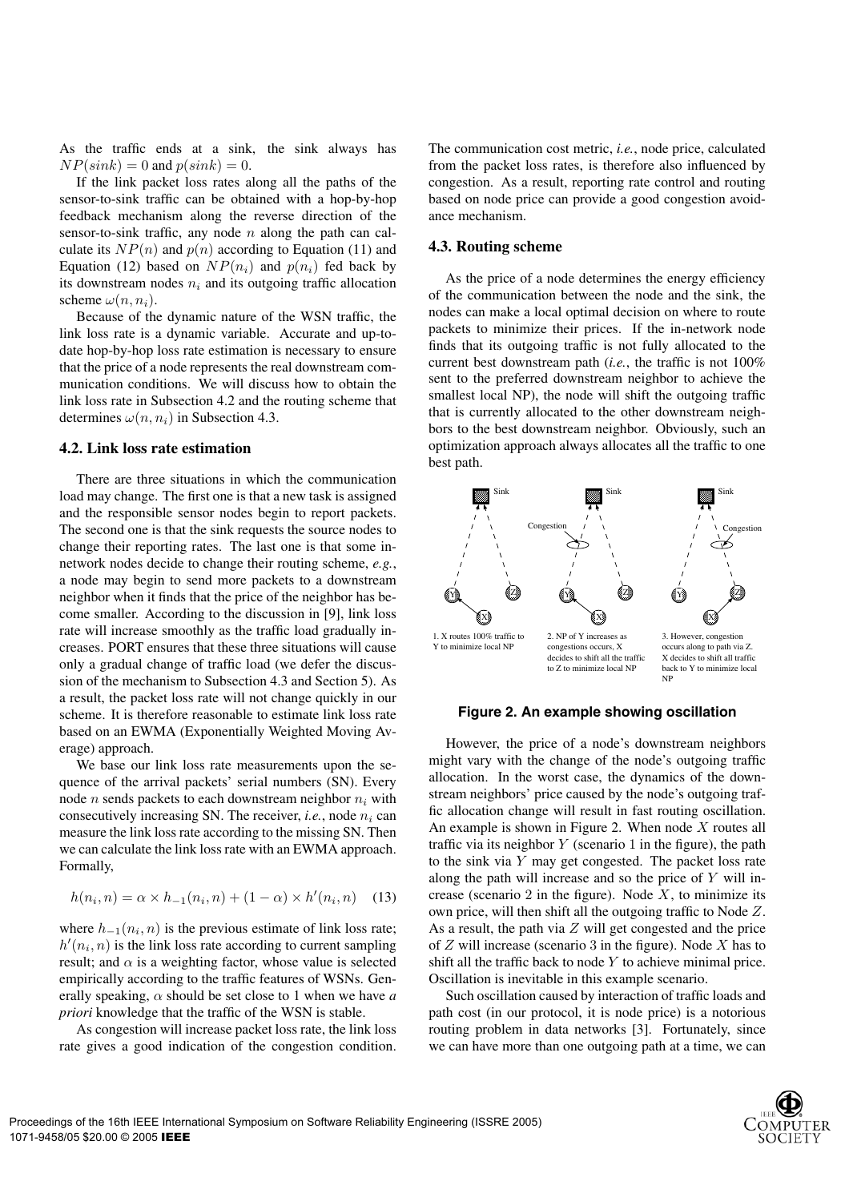As the traffic ends at a sink, the sink always has $NP(sink) = 0$ and $p(sink) = 0$.

If the link packet loss rates along all the paths of the sensor-to-sink traffic can be obtained with a hop-by-hop feedback mechanism along the reverse direction of the sensor-to-sink traffic, any node $n$ along the path can calculate its $NP(n)$ and $p(n)$ according to Equation (11) and Equation (12) based on $NP(n_i)$ and $p(n_i)$ fed back by its downstream nodes $n_i$ and its outgoing traffic allocation scheme $\omega(n, n_i)$.

Because of the dynamic nature of the WSN traffic, the link loss rate is a dynamic variable. Accurate and up-to-date hop-by-hop loss rate estimation is necessary to ensure that the price of a node represents the real downstream communication conditions. We will discuss how to obtain the link loss rate in Subsection 4.2 and the routing scheme that determines $\omega(n, n_i)$ in Subsection 4.3.

### 4.2. Link loss rate estimation

There are three situations in which the communication load may change. The first one is that a new task is assigned and the responsible sensor nodes begin to report packets. The second one is that the sink requests the source nodes to change their reporting rates. The last one is that some in-network nodes decide to change their routing scheme, *e.g.*, a node may begin to send more packets to a downstream neighbor when it finds that the price of the neighbor has become smaller. According to the discussion in [9], link loss rate will increase smoothly as the traffic load gradually increases. PORT ensures that these three situations will cause only a gradual change of traffic load (we defer the discussion of the mechanism to Subsection 4.3 and Section 5). As a result, the packet loss rate will not change quickly in our scheme. It is therefore reasonable to estimate link loss rate based on an EWMA (Exponentially Weighted Moving Average) approach.

We base our link loss rate measurements upon the sequence of the arrival packets' serial numbers (SN). Every node $n$ sends packets to each downstream neighbor $n_i$ with consecutively increasing SN. The receiver, *i.e.*, node $n_i$ can measure the link loss rate according to the missing SN. Then we can calculate the link loss rate with an EWMA approach. Formally,

$$h(n_i, n) = \alpha \times h_{-1}(n_i, n) + (1 - \alpha) \times h'(n_i, n) \quad (13)$$

where $h_{-1}(n_i, n)$ is the previous estimate of link loss rate; $h'(n_i, n)$ is the link loss rate according to current sampling result; and $\alpha$ is a weighting factor, whose value is selected empirically according to the traffic features of WSNs. Generally speaking, $\alpha$ should be set close to 1 when we have *a priori* knowledge that the traffic of the WSN is stable.

As congestion will increase packet loss rate, the link loss rate gives a good indication of the congestion condition. The communication cost metric, *i.e.*, node price, calculated from the packet loss rates, is therefore also influenced by congestion. As a result, reporting rate control and routing based on node price can provide a good congestion avoidance mechanism.

### 4.3. Routing scheme

As the price of a node determines the energy efficiency of the communication between the node and the sink, the nodes can make a local optimal decision on where to route packets to minimize their prices. If the in-network node finds that its outgoing traffic is not fully allocated to the current best downstream path (*i.e.*, the traffic is not 100% sent to the preferred downstream neighbor to achieve the smallest local NP), the node will shift the outgoing traffic that is currently allocated to the other downstream neighbors to the best downstream neighbor. Obviously, such an optimization approach always allocates all the traffic to one best path.

1. X routes 100% traffic to Y to minimize local NP

2. NP of Y increases as congestions occurs, X decides to shift all the traffic to Z to minimize local NP

3. However, congestion occurs along to path via Z. X decides to shift all traffic back to Y to minimize local NP

**Figure 2. An example showing oscillation**

However, the price of a node's downstream neighbors might vary with the change of the node's outgoing traffic allocation. In the worst case, the dynamics of the downstream neighbors' price caused by the node's outgoing traffic allocation change will result in fast routing oscillation. An example is shown in Figure 2. When node $X$ routes all traffic via its neighbor $Y$ (scenario 1 in the figure), the path to the sink via $Y$ may get congested. The packet loss rate along the path will increase and so the price of $Y$ will increase (scenario 2 in the figure). Node $X$, to minimize its own price, will then shift all the outgoing traffic to Node $Z$. As a result, the path via $Z$ will get congested and the price of $Z$ will increase (scenario 3 in the figure). Node $X$ has to shift all the traffic back to node $Y$ to achieve minimal price. Oscillation is inevitable in this example scenario.

Such oscillation caused by interaction of traffic loads and path cost (in our protocol, it is node price) is a notorious routing problem in data networks [3]. Fortunately, since we can have more than one outgoing path at a time, we can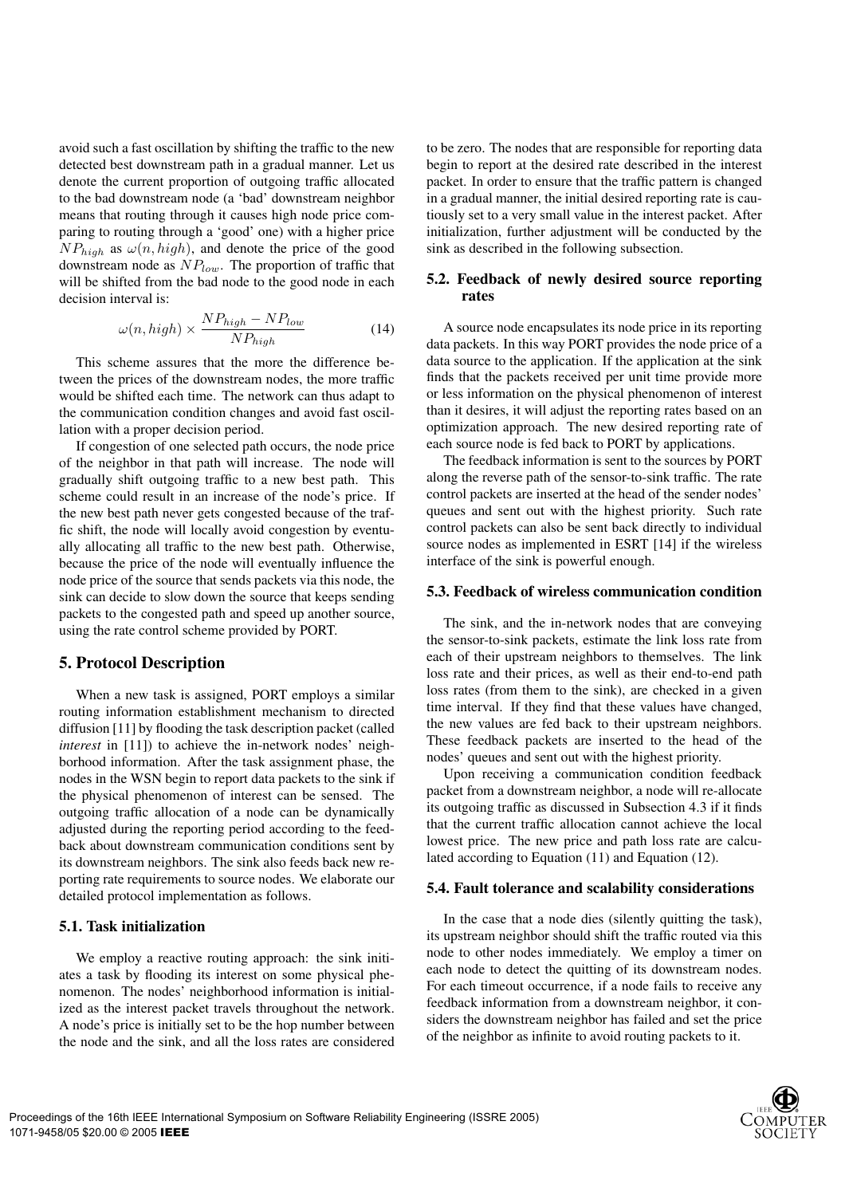avoid such a fast oscillation by shifting the traffic to the new detected best downstream path in a gradual manner. Let us denote the current proportion of outgoing traffic allocated to the bad downstream node (a 'bad' downstream neighbor means that routing through it causes high node price comparing to routing through a 'good' one) with a higher price $NP_{high}$ as $\omega(n, high)$, and denote the price of the good downstream node as $NP_{low}$. The proportion of traffic that will be shifted from the bad node to the good node in each decision interval is:

$$\omega(n, high) \times \frac{NP_{high} - NP_{low}}{NP_{high}} \tag{14}$$

This scheme assures that the more the difference between the prices of the downstream nodes, the more traffic would be shifted each time. The network can thus adapt to the communication condition changes and avoid fast oscillation with a proper decision period.

If congestion of one selected path occurs, the node price of the neighbor in that path will increase. The node will gradually shift outgoing traffic to a new best path. This scheme could result in an increase of the node's price. If the new best path never gets congested because of the traffic shift, the node will locally avoid congestion by eventually allocating all traffic to the new best path. Otherwise, because the price of the node will eventually influence the node price of the source that sends packets via this node, the sink can decide to slow down the source that keeps sending packets to the congested path and speed up another source, using the rate control scheme provided by PORT.

## 5. Protocol Description

When a new task is assigned, PORT employs a similar routing information establishment mechanism to directed diffusion [11] by flooding the task description packet (called *interest* in [11]) to achieve the in-network nodes' neighborhood information. After the task assignment phase, the nodes in the WSN begin to report data packets to the sink if the physical phenomenon of interest can be sensed. The outgoing traffic allocation of a node can be dynamically adjusted during the reporting period according to the feedback about downstream communication conditions sent by its downstream neighbors. The sink also feeds back new reporting rate requirements to source nodes. We elaborate our detailed protocol implementation as follows.

### 5.1. Task initialization

We employ a reactive routing approach: the sink initiates a task by flooding its interest on some physical phenomenon. The nodes' neighborhood information is initialized as the interest packet travels throughout the network. A node's price is initially set to be the hop number between the node and the sink, and all the loss rates are considered to be zero. The nodes that are responsible for reporting data begin to report at the desired rate described in the interest packet. In order to ensure that the traffic pattern is changed in a gradual manner, the initial desired reporting rate is cautiously set to a very small value in the interest packet. After initialization, further adjustment will be conducted by the sink as described in the following subsection.

### 5.2. Feedback of newly desired source reporting rates

A source node encapsulates its node price in its reporting data packets. In this way PORT provides the node price of a data source to the application. If the application at the sink finds that the packets received per unit time provide more or less information on the physical phenomenon of interest than it desires, it will adjust the reporting rates based on an optimization approach. The new desired reporting rate of each source node is fed back to PORT by applications.

The feedback information is sent to the sources by PORT along the reverse path of the sensor-to-sink traffic. The rate control packets are inserted at the head of the sender nodes' queues and sent out with the highest priority. Such rate control packets can also be sent back directly to individual source nodes as implemented in ESRT [14] if the wireless interface of the sink is powerful enough.

### 5.3. Feedback of wireless communication condition

The sink, and the in-network nodes that are conveying the sensor-to-sink packets, estimate the link loss rate from each of their upstream neighbors to themselves. The link loss rate and their prices, as well as their end-to-end path loss rates (from them to the sink), are checked in a given time interval. If they find that these values have changed, the new values are fed back to their upstream neighbors. These feedback packets are inserted to the head of the nodes' queues and sent out with the highest priority.

Upon receiving a communication condition feedback packet from a downstream neighbor, a node will re-allocate its outgoing traffic as discussed in Subsection 4.3 if it finds that the current traffic allocation cannot achieve the local lowest price. The new price and path loss rate are calculated according to Equation (11) and Equation (12).

### 5.4. Fault tolerance and scalability considerations

In the case that a node dies (silently quitting the task), its upstream neighbor should shift the traffic routed via this node to other nodes immediately. We employ a timer on each node to detect the quitting of its downstream nodes. For each timeout occurrence, if a node fails to receive any feedback information from a downstream neighbor, it considers the downstream neighbor has failed and set the price of the neighbor as infinite to avoid routing packets to it.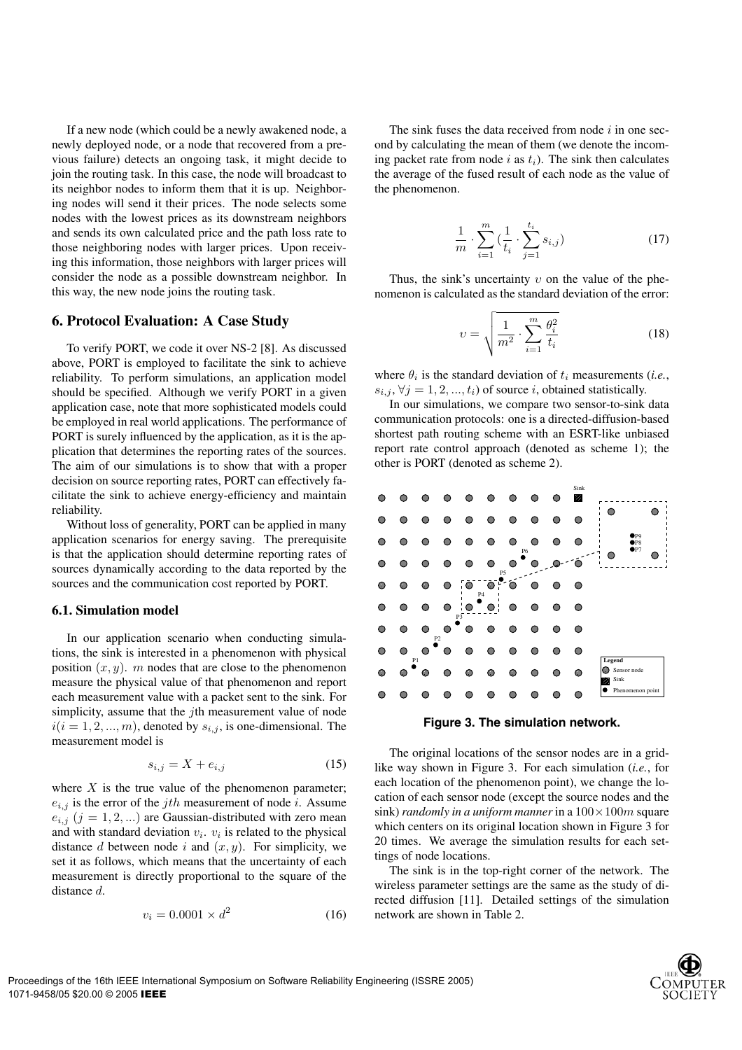If a new node (which could be a newly awakened node, a newly deployed node, or a node that recovered from a previous failure) detects an ongoing task, it might decide to join the routing task. In this case, the node will broadcast to its neighbor nodes to inform them that it is up. Neighboring nodes will send it their prices. The node selects some nodes with the lowest prices as its downstream neighbors and sends its own calculated price and the path loss rate to those neighboring nodes with larger prices. Upon receiving this information, those neighbors with larger prices will consider the node as a possible downstream neighbor. In this way, the new node joins the routing task.

## 6. Protocol Evaluation: A Case Study

To verify PORT, we code it over NS-2 [8]. As discussed above, PORT is employed to facilitate the sink to achieve reliability. To perform simulations, an application model should be specified. Although we verify PORT in a given application case, note that more sophisticated models could be employed in real world applications. The performance of PORT is surely influenced by the application, as it is the application that determines the reporting rates of the sources. The aim of our simulations is to show that with a proper decision on source reporting rates, PORT can effectively facilitate the sink to achieve energy-efficiency and maintain reliability.

Without loss of generality, PORT can be applied in many application scenarios for energy saving. The prerequisite is that the application should determine reporting rates of sources dynamically according to the data reported by the sources and the communication cost reported by PORT.

### 6.1. Simulation model

In our application scenario when conducting simulations, the sink is interested in a phenomenon with physical position $(x, y)$. $m$ nodes that are close to the phenomenon measure the physical value of that phenomenon and report each measurement value with a packet sent to the sink. For simplicity, assume that the $j$th measurement value of node $i (i = 1, 2, ..., m)$, denoted by $s_{i,j}$, is one-dimensional. The measurement model is

$$s_{i,j} = X + e_{i,j} \tag{15}$$

where $X$ is the true value of the phenomenon parameter; $e_{i,j}$ is the error of the $jth$ measurement of node $i$. Assume $e_{i,j}$ $(j = 1, 2, ...)$ are Gaussian-distributed with zero mean and with standard deviation $v_i$. $v_i$ is related to the physical distance $d$ between node $i$ and $(x, y)$. For simplicity, we set it as follows, which means that the uncertainty of each measurement is directly proportional to the square of the distance $d$.

$$v_i = 0.0001 \times d^2 \tag{16}$$

The sink fuses the data received from node $i$ in one second by calculating the mean of them (we denote the incoming packet rate from node $i$ as $t_i$). The sink then calculates the average of the fused result of each node as the value of the phenomenon.

$$\frac{1}{m} \cdot \sum_{i=1}^{m} \left(\frac{1}{t_i} \cdot \sum_{j=1}^{t_i} s_{i,j}\right) \tag{17}$$

Thus, the sink's uncertainty $\upsilon$ on the value of the phenomenon is calculated as the standard deviation of the error:

$$\upsilon = \sqrt{\frac{1}{m^2} \cdot \sum_{i=1}^{m} \frac{\theta_i^2}{t_i}} \tag{18}$$

where $\theta_i$ is the standard deviation of $t_i$ measurements (*i.e.*, $s_{i,j}, \forall j = 1, 2, ..., t_i$) of source $i$, obtained statistically.

In our simulations, we compare two sensor-to-sink data communication protocols: one is a directed-diffusion-based shortest path routing scheme with an ESRT-like unbiased report rate control approach (denoted as scheme 1); the other is PORT (denoted as scheme 2).

**Figure 3. The simulation network.**

The original locations of the sensor nodes are in a grid-like way shown in Figure 3. For each simulation (*i.e.*, for each location of the phenomenon point), we change the location of each sensor node (except the source nodes and the sink) *randomly in a uniform manner* in a $100 \times 100m$ square which centers on its original location shown in Figure 3 for 20 times. We average the simulation results for each settings of node locations.

The sink is in the top-right corner of the network. The wireless parameter settings are the same as the study of directed diffusion [11]. Detailed settings of the simulation network are shown in Table 2.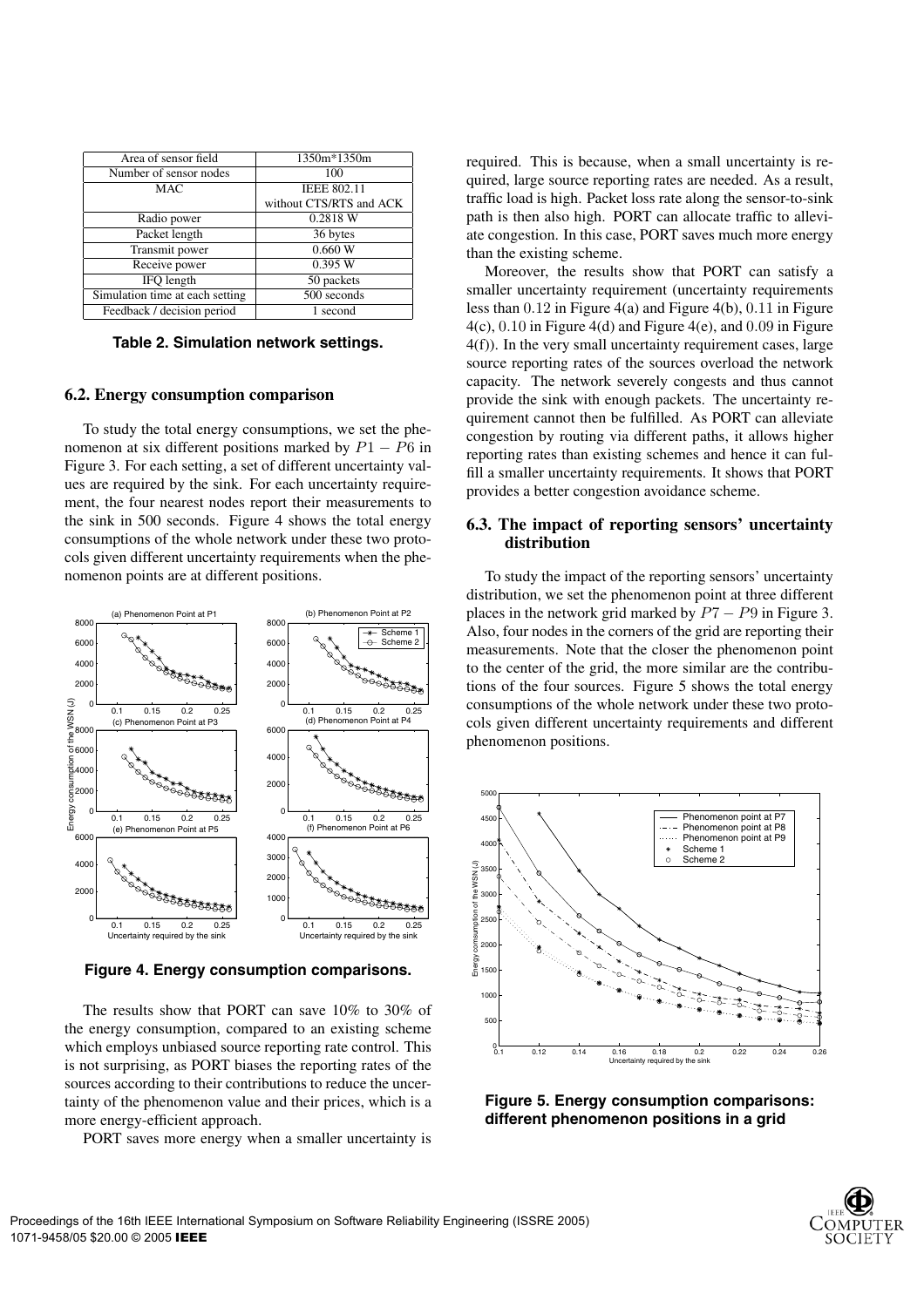| Area of sensor field | 1350m*1350m |
| --- | --- |
| Number of sensor nodes | 100 |
| MAC | IEEE 802.11 without CTS/RTS and ACK |
| Radio power | 0.2818 W |
| Packet length | 36 bytes |
| Transmit power | 0.660 W |
| Receive power | 0.395 W |
| IFQ length | 50 packets |
| Simulation time at each setting | 500 seconds |
| Feedback / decision period | 1 second |

**Table 2. Simulation network settings.**

### 6.2. Energy consumption comparison

To study the total energy consumptions, we set the phenomenon at six different positions marked by $P1 - P6$ in Figure 3. For each setting, a set of different uncertainty values are required by the sink. For each uncertainty requirement, the four nearest nodes report their measurements to the sink in 500 seconds. Figure 4 shows the total energy consumptions of the whole network under these two protocols given different uncertainty requirements when the phenomenon points are at different positions.

**Figure 4. Energy consumption comparisons.**

The results show that PORT can save 10% to 30% of the energy consumption, compared to an existing scheme which employs unbiased source reporting rate control. This is not surprising, as PORT biases the reporting rates of the sources according to their contributions to reduce the uncertainty of the phenomenon value and their prices, which is a more energy-efficient approach.

PORT saves more energy when a smaller uncertainty is required. This is because, when a small uncertainty is required, large source reporting rates are needed. As a result, traffic load is high. Packet loss rate along the sensor-to-sink path is then also high. PORT can allocate traffic to alleviate congestion. In this case, PORT saves much more energy than the existing scheme.

Moreover, the results show that PORT can satisfy a smaller uncertainty requirement (uncertainty requirements less than $0.12$ in Figure 4(a) and Figure 4(b), $0.11$ in Figure 4(c), $0.10$ in Figure 4(d) and Figure 4(e), and $0.09$ in Figure 4(f)). In the very small uncertainty requirement cases, large source reporting rates of the sources overload the network capacity. The network severely congests and thus cannot provide the sink with enough packets. The uncertainty requirement cannot then be fulfilled. As PORT can alleviate congestion by routing via different paths, it allows higher reporting rates than existing schemes and hence it can fulfill a smaller uncertainty requirements. It shows that PORT provides a better congestion avoidance scheme.

### 6.3. The impact of reporting sensors' uncertainty distribution

To study the impact of the reporting sensors' uncertainty distribution, we set the phenomenon point at three different places in the network grid marked by $P7 - P9$ in Figure 3. Also, four nodes in the corners of the grid are reporting their measurements. Note that the closer the phenomenon point to the center of the grid, the more similar are the contributions of the four sources. Figure 5 shows the total energy consumptions of the whole network under these two protocols given different uncertainty requirements and different phenomenon positions.

**Figure 5. Energy consumption comparisons: different phenomenon positions in a grid**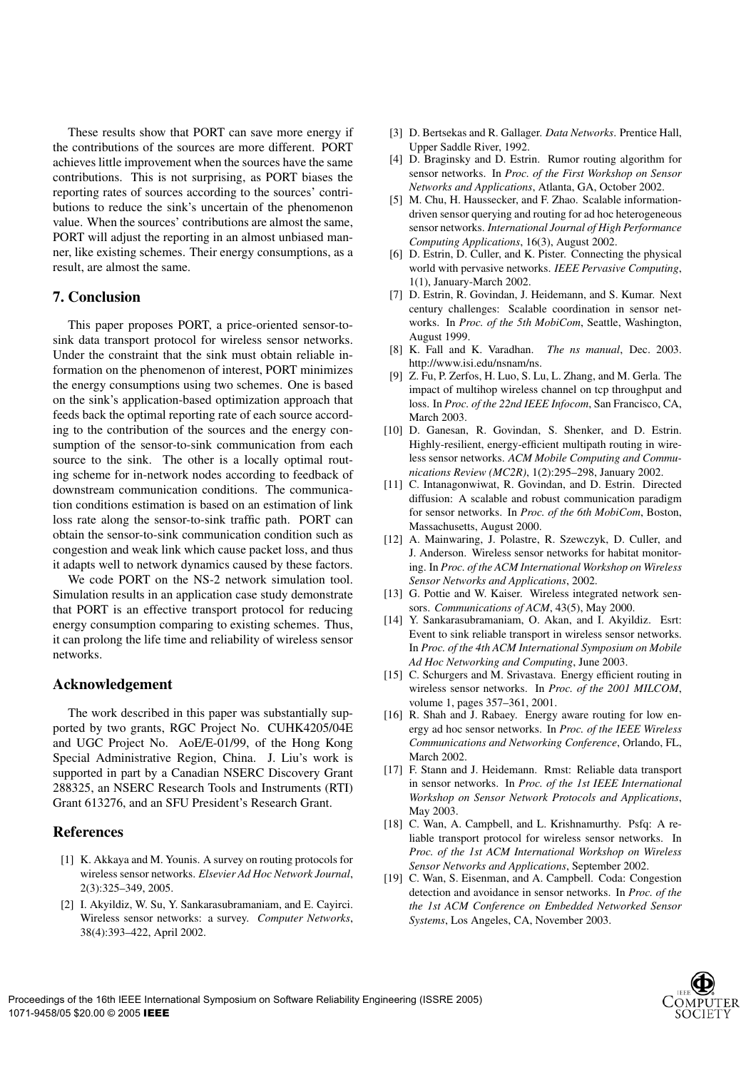These results show that PORT can save more energy if the contributions of the sources are more different. PORT achieves little improvement when the sources have the same contributions. This is not surprising, as PORT biases the reporting rates of sources according to the sources' contributions to reduce the sink's uncertain of the phenomenon value. When the sources' contributions are almost the same, PORT will adjust the reporting in an almost unbiased manner, like existing schemes. Their energy consumptions, as a result, are almost the same.

## 7. Conclusion

This paper proposes PORT, a price-oriented sensor-to-sink data transport protocol for wireless sensor networks. Under the constraint that the sink must obtain reliable information on the phenomenon of interest, PORT minimizes the energy consumptions using two schemes. One is based on the sink's application-based optimization approach that feeds back the optimal reporting rate of each source according to the contribution of the sources and the energy consumption of the sensor-to-sink communication from each source to the sink. The other is a locally optimal routing scheme for in-network nodes according to feedback of downstream communication conditions. The communication conditions estimation is based on an estimation of link loss rate along the sensor-to-sink traffic path. PORT can obtain the sensor-to-sink communication condition such as congestion and weak link which cause packet loss, and thus it adapts well to network dynamics caused by these factors.

We code PORT on the NS-2 network simulation tool. Simulation results in an application case study demonstrate that PORT is an effective transport protocol for reducing energy consumption comparing to existing schemes. Thus, it can prolong the life time and reliability of wireless sensor networks.

## Acknowledgement

The work described in this paper was substantially supported by two grants, RGC Project No. CUHK4205/04E and UGC Project No. AoE/E-01/99, of the Hong Kong Special Administrative Region, China. J. Liu's work is supported in part by a Canadian NSERC Discovery Grant 288325, an NSERC Research Tools and Instruments (RTI) Grant 613276, and an SFU President's Research Grant.

## References

[1] K. Akkaya and M. Younis. A survey on routing protocols for wireless sensor networks. *Elsevier Ad Hoc Network Journal*, 2(3):325–349, 2005.

[2] I. Akyildiz, W. Su, Y. Sankarasubramaniam, and E. Cayirci. Wireless sensor networks: a survey. *Computer Networks*, 38(4):393–422, April 2002.

[3] D. Bertsekas and R. Gallager. *Data Networks*. Prentice Hall, Upper Saddle River, 1992.

[4] D. Braginsky and D. Estrin. Rumor routing algorithm for sensor networks. In *Proc. of the First Workshop on Sensor Networks and Applications*, Atlanta, GA, October 2002.

[5] M. Chu, H. Haussecker, and F. Zhao. Scalable information-driven sensor querying and routing for ad hoc heterogeneous sensor networks. *International Journal of High Performance Computing Applications*, 16(3), August 2002.

[6] D. Estrin, D. Culler, and K. Pister. Connecting the physical world with pervasive networks. *IEEE Pervasive Computing*, 1(1), January-March 2002.

[7] D. Estrin, R. Govindan, J. Heidemann, and S. Kumar. Next century challenges: Scalable coordination in sensor networks. In *Proc. of the 5th MobiCom*, Seattle, Washington, August 1999.

[8] K. Fall and K. Varadhan. *The ns manual*, Dec. 2003. http://www.isi.edu/nsnam/ns.

[9] Z. Fu, P. Zerfos, H. Luo, S. Lu, L. Zhang, and M. Gerla. The impact of multihop wireless channel on tcp throughput and loss. In *Proc. of the 22nd IEEE Infocom*, San Francisco, CA, March 2003.

[10] D. Ganesan, R. Govindan, S. Shenker, and D. Estrin. Highly-resilient, energy-efficient multipath routing in wireless sensor networks. *ACM Mobile Computing and Communications Review (MC2R)*, 1(2):295–298, January 2002.

[11] C. Intanagonwiwat, R. Govindan, and D. Estrin. Directed diffusion: A scalable and robust communication paradigm for sensor networks. In *Proc. of the 6th MobiCom*, Boston, Massachusetts, August 2000.

[12] A. Mainwaring, J. Polastre, R. Szewczyk, D. Culler, and J. Anderson. Wireless sensor networks for habitat monitoring. In *Proc. of the ACM International Workshop on Wireless Sensor Networks and Applications*, 2002.

[13] G. Pottie and W. Kaiser. Wireless integrated network sensors. *Communications of ACM*, 43(5), May 2000.

[14] Y. Sankarasubramaniam, O. Akan, and I. Akyildiz. Esrt: Event to sink reliable transport in wireless sensor networks. In *Proc. of the 4th ACM International Symposium on Mobile Ad Hoc Networking and Computing*, June 2003.

[15] C. Schurgers and M. Srivastava. Energy efficient routing in wireless sensor networks. In *Proc. of the 2001 MILCOM*, volume 1, pages 357–361, 2001.

[16] R. Shah and J. Rabaey. Energy aware routing for low energy ad hoc sensor networks. In *Proc. of the IEEE Wireless Communications and Networking Conference*, Orlando, FL, March 2002.

[17] F. Stann and J. Heidemann. Rmst: Reliable data transport in sensor networks. In *Proc. of the 1st IEEE International Workshop on Sensor Network Protocols and Applications*, May 2003.

[18] C. Wan, A. Campbell, and L. Krishnamurthy. Psfq: A reliable transport protocol for wireless sensor networks. In *Proc. of the 1st ACM International Workshop on Wireless Sensor Networks and Applications*, September 2002.

[19] C. Wan, S. Eisenman, and A. Campbell. Coda: Congestion detection and avoidance in sensor networks. In *Proc. of the the 1st ACM Conference on Embedded Networked Sensor Systems*, Los Angeles, CA, November 2003.